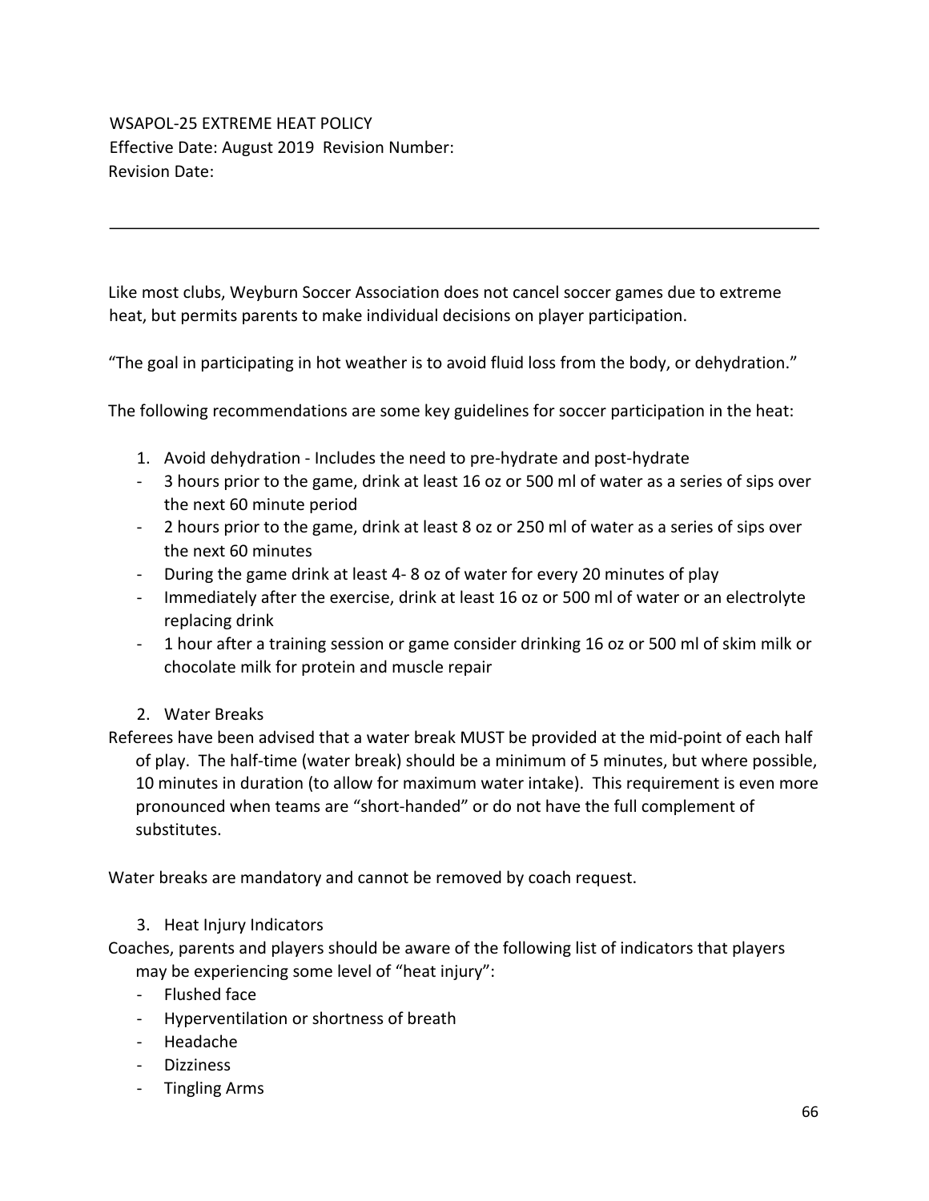# WSAPOL-25 EXTREME HEAT POLICY

Effective Date: August 2019 Revision Number:
Revision Date:

---

Like most clubs, Weyburn Soccer Association does not cancel soccer games due to extreme heat, but permits parents to make individual decisions on player participation.

"The goal in participating in hot weather is to avoid fluid loss from the body, or dehydration."

The following recommendations are some key guidelines for soccer participation in the heat:

1. Avoid dehydration - Includes the need to pre-hydrate and post-hydrate

- 3 hours prior to the game, drink at least 16 oz or 500 ml of water as a series of sips over the next 60 minute period
- 2 hours prior to the game, drink at least 8 oz or 250 ml of water as a series of sips over the next 60 minutes
- During the game drink at least 4- 8 oz of water for every 20 minutes of play
- Immediately after the exercise, drink at least 16 oz or 500 ml of water or an electrolyte replacing drink
- 1 hour after a training session or game consider drinking 16 oz or 500 ml of skim milk or chocolate milk for protein and muscle repair

2. Water Breaks

Referees have been advised that a water break MUST be provided at the mid-point of each half of play. The half-time (water break) should be a minimum of 5 minutes, but where possible, 10 minutes in duration (to allow for maximum water intake). This requirement is even more pronounced when teams are "short-handed" or do not have the full complement of substitutes.

Water breaks are mandatory and cannot be removed by coach request.

3. Heat Injury Indicators

Coaches, parents and players should be aware of the following list of indicators that players may be experiencing some level of "heat injury":

- Flushed face
- Hyperventilation or shortness of breath
- Headache
- Dizziness
- Tingling Arms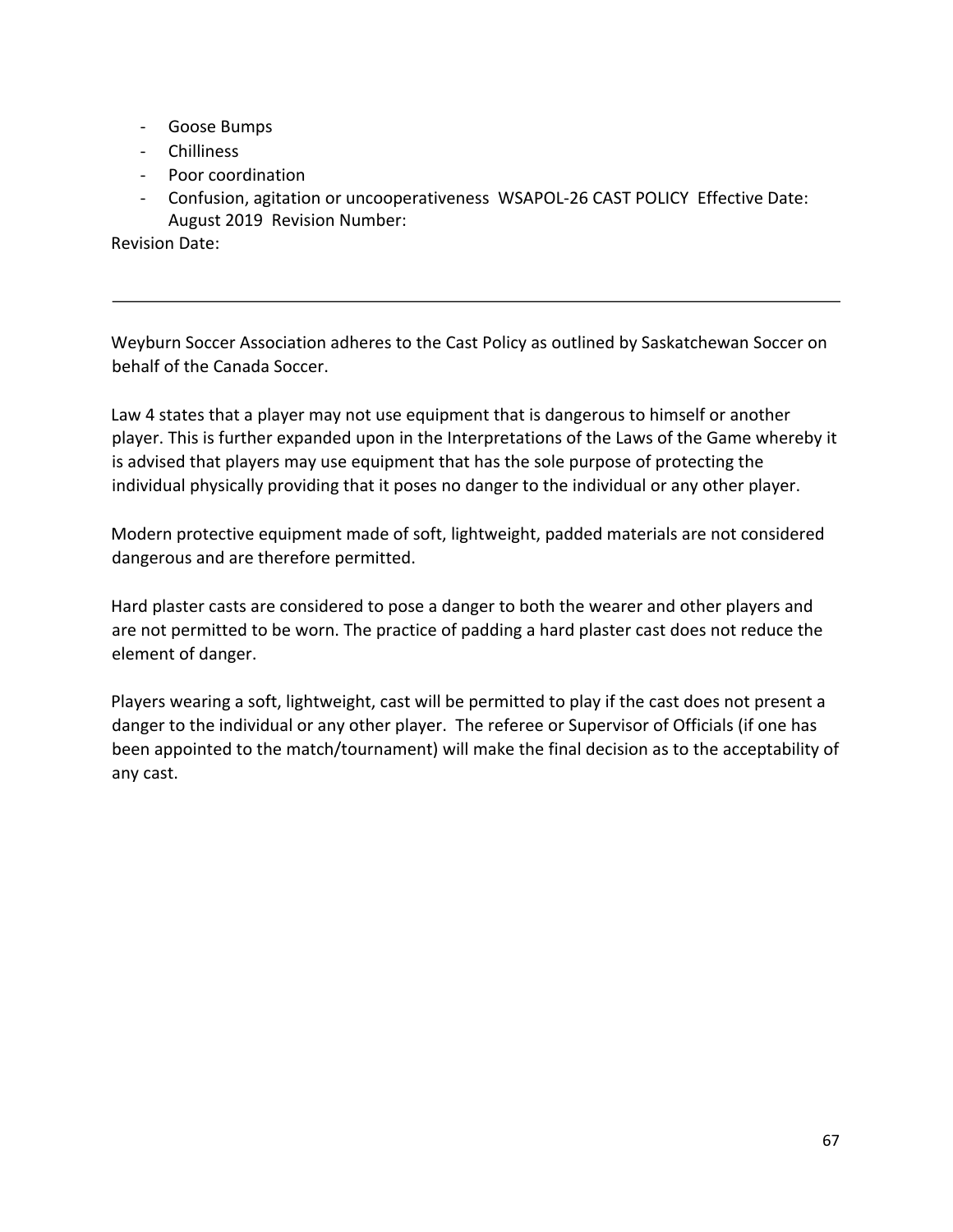- Goose Bumps
- Chilliness
- Poor coordination
- Confusion, agitation or uncooperativeness WSAPOL-26 CAST POLICY Effective Date: August 2019 Revision Number:

Revision Date:

---

Weyburn Soccer Association adheres to the Cast Policy as outlined by Saskatchewan Soccer on behalf of the Canada Soccer.

Law 4 states that a player may not use equipment that is dangerous to himself or another player. This is further expanded upon in the Interpretations of the Laws of the Game whereby it is advised that players may use equipment that has the sole purpose of protecting the individual physically providing that it poses no danger to the individual or any other player.

Modern protective equipment made of soft, lightweight, padded materials are not considered dangerous and are therefore permitted.

Hard plaster casts are considered to pose a danger to both the wearer and other players and are not permitted to be worn. The practice of padding a hard plaster cast does not reduce the element of danger.

Players wearing a soft, lightweight, cast will be permitted to play if the cast does not present a danger to the individual or any other player. The referee or Supervisor of Officials (if one has been appointed to the match/tournament) will make the final decision as to the acceptability of any cast.